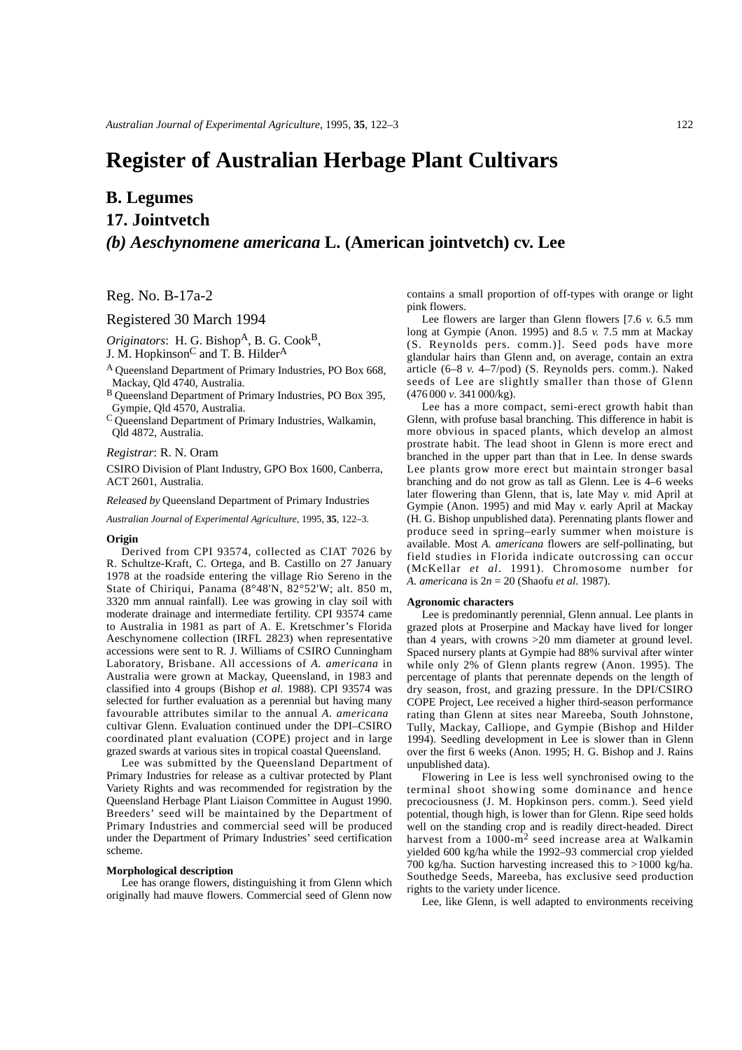# Register of Australian Herbage Plant Cultivars

## B. Legumes

## 17. Jointvetch

## *(b) Aeschynomene americana* L. (American jointvetch) cv. Lee

Reg. No. B-17a-2

Registered 30 March 1994

*Originators*: H. G. Bishop[A], B. G. Cook[B], J. M. Hopkinson[C] and T. B. Hilder[A]

[A] Queensland Department of Primary Industries, PO Box 668, Mackay, Qld 4740, Australia.
[B] Queensland Department of Primary Industries, PO Box 395, Gympie, Qld 4570, Australia.
[C] Queensland Department of Primary Industries, Walkamin, Qld 4872, Australia.

*Registrar*: R. N. Oram

CSIRO Division of Plant Industry, GPO Box 1600, Canberra, ACT 2601, Australia.

*Released by* Queensland Department of Primary Industries

*Australian Journal of Experimental Agriculture,* 1995, **35**, 122–3.

#### Origin

Derived from CPI 93574, collected as CIAT 7026 by R. Schultze-Kraft, C. Ortega, and B. Castillo on 27 January 1978 at the roadside entering the village Rio Sereno in the State of Chiriqui, Panama (8°48'N, 82°52'W; alt. 850 m, 3320 mm annual rainfall). Lee was growing in clay soil with moderate drainage and intermediate fertility. CPI 93574 came to Australia in 1981 as part of A. E. Kretschmer's Florida Aeschynomene collection (IRFL 2823) when representative accessions were sent to R. J. Williams of CSIRO Cunningham Laboratory, Brisbane. All accessions of *A. americana* in Australia were grown at Mackay, Queensland, in 1983 and classified into 4 groups (Bishop *et al.* 1988). CPI 93574 was selected for further evaluation as a perennial but having many favourable attributes similar to the annual *A. americana* cultivar Glenn. Evaluation continued under the DPI–CSIRO coordinated plant evaluation (COPE) project and in large grazed swards at various sites in tropical coastal Queensland.

Lee was submitted by the Queensland Department of Primary Industries for release as a cultivar protected by Plant Variety Rights and was recommended for registration by the Queensland Herbage Plant Liaison Committee in August 1990. Breeders' seed will be maintained by the Department of Primary Industries and commercial seed will be produced under the Department of Primary Industries' seed certification scheme.

#### Morphological description

Lee has orange flowers, distinguishing it from Glenn which originally had mauve flowers. Commercial seed of Glenn now contains a small proportion of off-types with orange or light pink flowers.

Lee flowers are larger than Glenn flowers [7.6 *v.* 6.5 mm long at Gympie (Anon. 1995) and 8.5 *v.* 7.5 mm at Mackay (S. Reynolds pers. comm.)]. Seed pods have more glandular hairs than Glenn and, on average, contain an extra article (6–8 *v.* 4–7/pod) (S. Reynolds pers. comm.). Naked seeds of Lee are slightly smaller than those of Glenn (476 000 *v.* 341 000/kg).

Lee has a more compact, semi-erect growth habit than Glenn, with profuse basal branching. This difference in habit is more obvious in spaced plants, which develop an almost prostrate habit. The lead shoot in Glenn is more erect and branched in the upper part than that in Lee. In dense swards Lee plants grow more erect but maintain stronger basal branching and do not grow as tall as Glenn. Lee is 4–6 weeks later flowering than Glenn, that is, late May *v.* mid April at Gympie (Anon. 1995) and mid May *v.* early April at Mackay (H. G. Bishop unpublished data). Perennating plants flower and produce seed in spring–early summer when moisture is available. Most *A. americana* flowers are self-pollinating, but field studies in Florida indicate outcrossing can occur (McKellar *et al*. 1991). Chromosome number for *A. americana* is $2n = 20$ (Shaofu *et al.* 1987).

#### Agronomic characters

Lee is predominantly perennial, Glenn annual. Lee plants in grazed plots at Proserpine and Mackay have lived for longer than 4 years, with crowns >20 mm diameter at ground level. Spaced nursery plants at Gympie had 88% survival after winter while only 2% of Glenn plants regrew (Anon. 1995). The percentage of plants that perennate depends on the length of dry season, frost, and grazing pressure. In the DPI/CSIRO COPE Project, Lee received a higher third-season performance rating than Glenn at sites near Mareeba, South Johnstone, Tully, Mackay, Calliope, and Gympie (Bishop and Hilder 1994). Seedling development in Lee is slower than in Glenn over the first 6 weeks (Anon. 1995; H. G. Bishop and J. Rains unpublished data).

Flowering in Lee is less well synchronised owing to the terminal shoot showing some dominance and hence precociousness (J. M. Hopkinson pers. comm.). Seed yield potential, though high, is lower than for Glenn. Ripe seed holds well on the standing crop and is readily direct-headed. Direct harvest from a 1000-m$^2$ seed increase area at Walkamin yielded 600 kg/ha while the 1992–93 commercial crop yielded 700 kg/ha. Suction harvesting increased this to >1000 kg/ha. Southedge Seeds, Mareeba, has exclusive seed production rights to the variety under licence.

Lee, like Glenn, is well adapted to environments receiving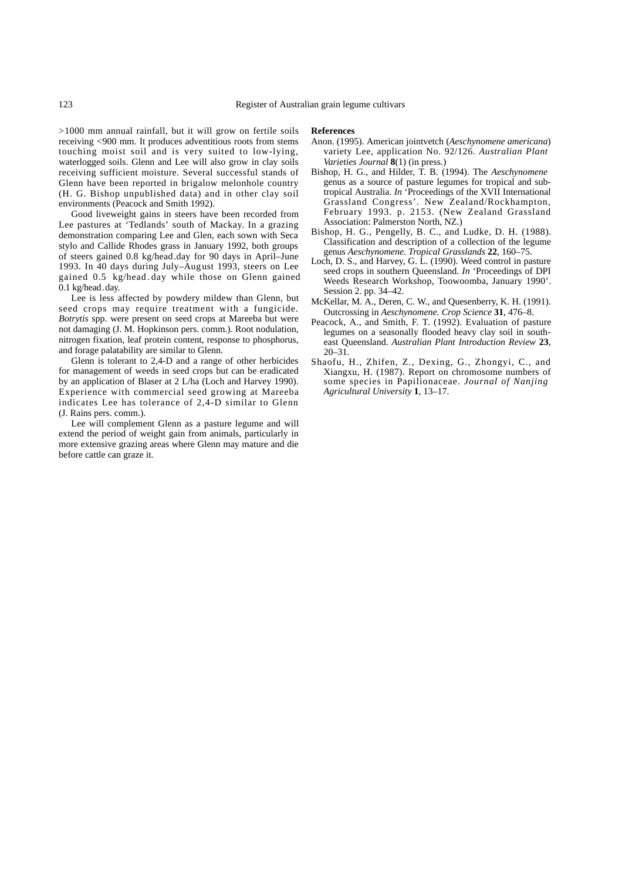>1000 mm annual rainfall, but it will grow on fertile soils receiving <900 mm. It produces adventitious roots from stems touching moist soil and is very suited to low-lying, waterlogged soils. Glenn and Lee will also grow in clay soils receiving sufficient moisture. Several successful stands of Glenn have been reported in brigalow melonhole country (H. G. Bishop unpublished data) and in other clay soil environments (Peacock and Smith 1992).

Good liveweight gains in steers have been recorded from Lee pastures at 'Tedlands' south of Mackay. In a grazing demonstration comparing Lee and Glen, each sown with Seca stylo and Callide Rhodes grass in January 1992, both groups of steers gained 0.8 kg/head.day for 90 days in April–June 1993. In 40 days during July–August 1993, steers on Lee gained 0.5 kg/head.day while those on Glenn gained 0.1 kg/head.day.

Lee is less affected by powdery mildew than Glenn, but seed crops may require treatment with a fungicide. *Botrytis* spp. were present on seed crops at Mareeba but were not damaging (J. M. Hopkinson pers. comm.). Root nodulation, nitrogen fixation, leaf protein content, response to phosphorus, and forage palatability are similar to Glenn.

Glenn is tolerant to 2,4-D and a range of other herbicides for management of weeds in seed crops but can be eradicated by an application of Blaser at 2 L/ha (Loch and Harvey 1990). Experience with commercial seed growing at Mareeba indicates Lee has tolerance of 2,4-D similar to Glenn (J. Rains pers. comm.).

Lee will complement Glenn as a pasture legume and will extend the period of weight gain from animals, particularly in more extensive grazing areas where Glenn may mature and die before cattle can graze it.

**References**

Anon. (1995). American jointvetch (*Aeschynomene americana*) variety Lee, application No. 92/126. *Australian Plant Varieties Journal* **8**(1) (in press.)

Bishop, H. G., and Hilder, T. B. (1994). The *Aeschynomene* genus as a source of pasture legumes for tropical and subtropical Australia. *In* 'Proceedings of the XVII International Grassland Congress'. New Zealand/Rockhampton, February 1993. p. 2153. (New Zealand Grassland Association: Palmerston North, NZ.)

Bishop, H. G., Pengelly, B. C., and Ludke, D. H. (1988). Classification and description of a collection of the legume genus *Aeschynomene. Tropical Grasslands* **22**, 160–75.

Loch, D. S., and Harvey, G. L. (1990). Weed control in pasture seed crops in southern Queensland. *In* 'Proceedings of DPI Weeds Research Workshop, Toowoomba, January 1990'. Session 2. pp. 34–42.

McKellar, M. A., Deren, C. W., and Quesenberry, K. H. (1991). Outcrossing in *Aeschynomene. Crop Science* **31**, 476–8.

Peacock, A., and Smith, F. T. (1992). Evaluation of pasture legumes on a seasonally flooded heavy clay soil in south-east Queensland. *Australian Plant Introduction Review* **23**, 20–31.

Shaofu, H., Zhifen, Z., Dexing, G., Zhongyi, C., and Xiangxu, H. (1987). Report on chromosome numbers of some species in Papilionaceae. *Journal of Nanjing Agricultural University* **1**, 13–17.